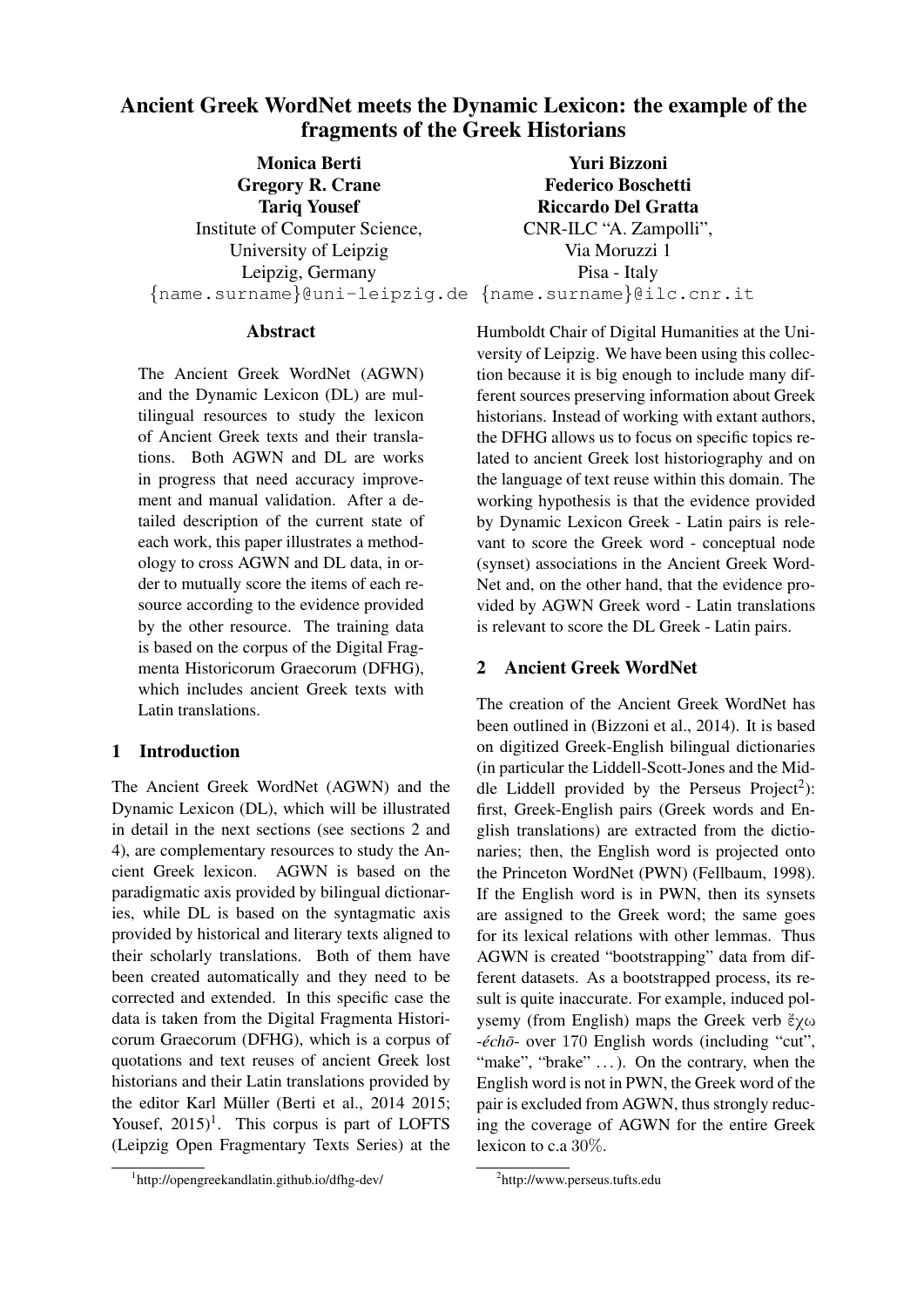# Ancient Greek WordNet meets the Dynamic Lexicon: the example of the fragments of the Greek Historians

**Monica Berti**
**Gregory R. Crane**
**Tariq Yousef**
Institute of Computer Science,
University of Leipzig
Leipzig, Germany
{name.surname}@uni-leipzig.de

**Yuri Bizzoni**
**Federico Boschetti**
**Riccardo Del Gratta**
CNR-ILC "A. Zampolli",
Via Moruzzi 1
Pisa - Italy
{name.surname}@ilc.cnr.it

## Abstract

The Ancient Greek WordNet (AGWN) and the Dynamic Lexicon (DL) are multilingual resources to study the lexicon of Ancient Greek texts and their translations. Both AGWN and DL are works in progress that need accuracy improvement and manual validation. After a detailed description of the current state of each work, this paper illustrates a methodology to cross AGWN and DL data, in order to mutually score the items of each resource according to the evidence provided by the other resource. The training data is based on the corpus of the Digital Fragmenta Historicorum Graecorum (DFHG), which includes ancient Greek texts with Latin translations.

## 1 Introduction

The Ancient Greek WordNet (AGWN) and the Dynamic Lexicon (DL), which will be illustrated in detail in the next sections (see sections 2 and 4), are complementary resources to study the Ancient Greek lexicon. AGWN is based on the paradigmatic axis provided by bilingual dictionaries, while DL is based on the syntagmatic axis provided by historical and literary texts aligned to their scholarly translations. Both of them have been created automatically and they need to be corrected and extended. In this specific case the data is taken from the Digital Fragmenta Historicorum Graecorum (DFHG), which is a corpus of quotations and text reuses of ancient Greek lost historians and their Latin translations provided by the editor Karl Müller (Berti et al., 2014 2015; Yousef, 2015)[1]. This corpus is part of LOFTS (Leipzig Open Fragmentary Texts Series) at the Humboldt Chair of Digital Humanities at the University of Leipzig. We have been using this collection because it is big enough to include many different sources preserving information about Greek historians. Instead of working with extant authors, the DFHG allows us to focus on specific topics related to ancient Greek lost historiography and on the language of text reuse within this domain. The working hypothesis is that the evidence provided by Dynamic Lexicon Greek - Latin pairs is relevant to score the Greek word - conceptual node (synset) associations in the Ancient Greek WordNet and, on the other hand, that the evidence provided by AGWN Greek word - Latin translations is relevant to score the DL Greek - Latin pairs.

[1] http://opengreekandlatin.github.io/dfhg-dev/

## 2 Ancient Greek WordNet

The creation of the Ancient Greek WordNet has been outlined in (Bizzoni et al., 2014). It is based on digitized Greek-English bilingual dictionaries (in particular the Liddell-Scott-Jones and the Middle Liddell provided by the Perseus Project[2]): first, Greek-English pairs (Greek words and English translations) are extracted from the dictionaries; then, the English word is projected onto the Princeton WordNet (PWN) (Fellbaum, 1998). If the English word is in PWN, then its synsets are assigned to the Greek word; the same goes for its lexical relations with other lemmas. Thus AGWN is created "bootstrapping" data from different datasets. As a bootstrapped process, its result is quite inaccurate. For example, induced polysemy (from English) maps the Greek verb ἔχω -*échō*- over 170 English words (including "cut", "make", "brake" ...). On the contrary, when the English word is not in PWN, the Greek word of the pair is excluded from AGWN, thus strongly reducing the coverage of AGWN for the entire Greek lexicon to c.a 30%.

[2] http://www.perseus.tufts.edu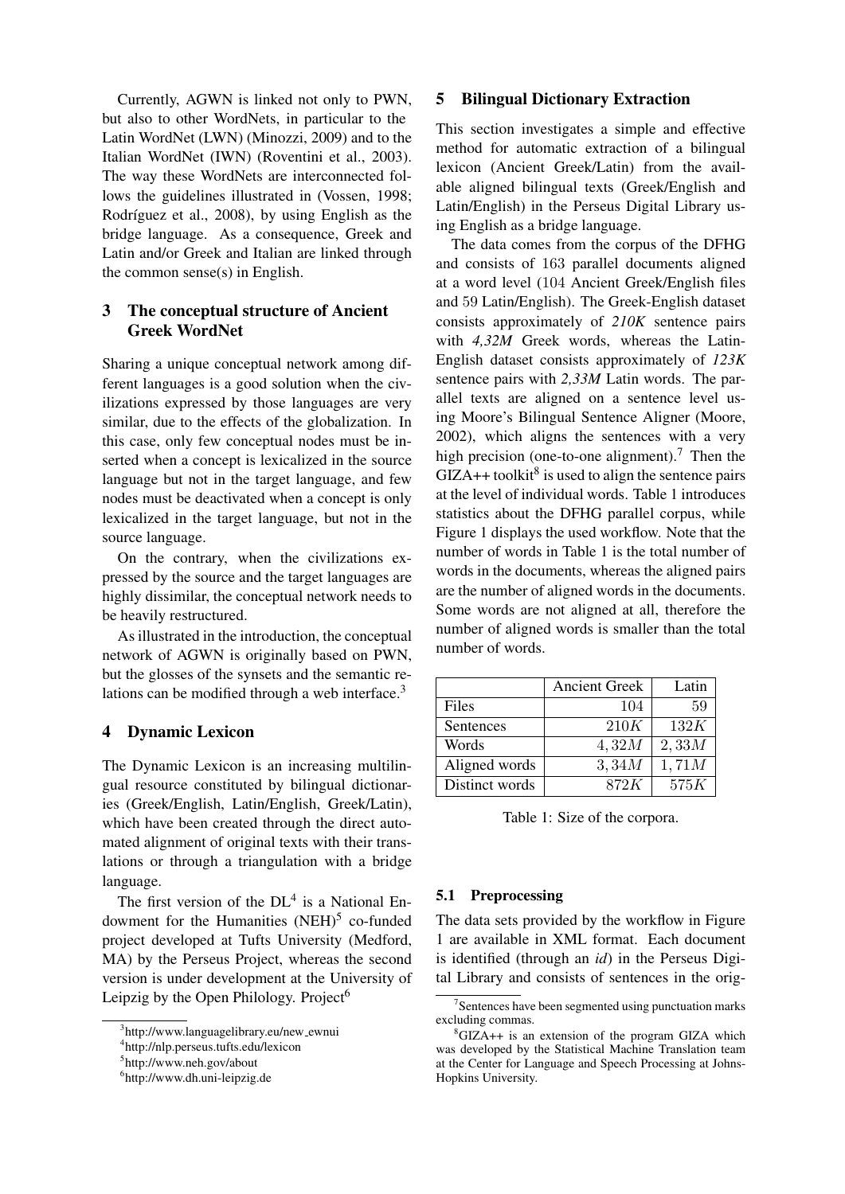Currently, AGWN is linked not only to PWN, but also to other WordNets, in particular to the Latin WordNet (LWN) (Minozzi, 2009) and to the Italian WordNet (IWN) (Roventini et al., 2003). The way these WordNets are interconnected follows the guidelines illustrated in (Vossen, 1998; Rodríguez et al., 2008), by using English as the bridge language. As a consequence, Greek and Latin and/or Greek and Italian are linked through the common sense(s) in English.

## 3 The conceptual structure of Ancient Greek WordNet

Sharing a unique conceptual network among different languages is a good solution when the civilizations expressed by those languages are very similar, due to the effects of the globalization. In this case, only few conceptual nodes must be inserted when a concept is lexicalized in the source language but not in the target language, and few nodes must be deactivated when a concept is only lexicalized in the target language, but not in the source language.

On the contrary, when the civilizations expressed by the source and the target languages are highly dissimilar, the conceptual network needs to be heavily restructured.

As illustrated in the introduction, the conceptual network of AGWN is originally based on PWN, but the glosses of the synsets and the semantic relations can be modified through a web interface.[3]

## 4 Dynamic Lexicon

The Dynamic Lexicon is an increasing multilingual resource constituted by bilingual dictionaries (Greek/English, Latin/English, Greek/Latin), which have been created through the direct automated alignment of original texts with their translations or through a triangulation with a bridge language.

The first version of the DL[4] is a National Endowment for the Humanities (NEH)[5] co-funded project developed at Tufts University (Medford, MA) by the Perseus Project, whereas the second version is under development at the University of Leipzig by the Open Philology. Project[6]

[3]http://www.languagelibrary.eu/new_ewnui

[4]http://nlp.perseus.tufts.edu/lexicon

[5]http://www.neh.gov/about

[6]http://www.dh.uni-leipzig.de

## 5 Bilingual Dictionary Extraction

This section investigates a simple and effective method for automatic extraction of a bilingual lexicon (Ancient Greek/Latin) from the available aligned bilingual texts (Greek/English and Latin/English) in the Perseus Digital Library using English as a bridge language.

The data comes from the corpus of the DFHG and consists of 163 parallel documents aligned at a word level (104 Ancient Greek/English files and 59 Latin/English). The Greek-English dataset consists approximately of *210K* sentence pairs with *4,32M* Greek words, whereas the Latin-English dataset consists approximately of *123K* sentence pairs with *2,33M* Latin words. The parallel texts are aligned on a sentence level using Moore's Bilingual Sentence Aligner (Moore, 2002), which aligns the sentences with a very high precision (one-to-one alignment).[7] Then the GIZA++ toolkit[8] is used to align the sentence pairs at the level of individual words. Table 1 introduces statistics about the DFHG parallel corpus, while Figure 1 displays the used workflow. Note that the number of words in Table 1 is the total number of words in the documents, whereas the aligned pairs are the number of aligned words in the documents. Some words are not aligned at all, therefore the number of aligned words is smaller than the total number of words.

| | Ancient Greek | Latin |
|---|---|---|
| Files | 104 | 59 |
| Sentences | $210K$ | $132K$ |
| Words | $4,32M$ | $2,33M$ |
| Aligned words | $3,34M$ | $1,71M$ |
| Distinct words | $872K$ | $575K$ |

Table 1: Size of the corpora.

### 5.1 Preprocessing

The data sets provided by the workflow in Figure 1 are available in XML format. Each document is identified (through an *id*) in the Perseus Digital Library and consists of sentences in the orig-

[7]Sentences have been segmented using punctuation marks excluding commas.

[8]GIZA++ is an extension of the program GIZA which was developed by the Statistical Machine Translation team at the Center for Language and Speech Processing at Johns-Hopkins University.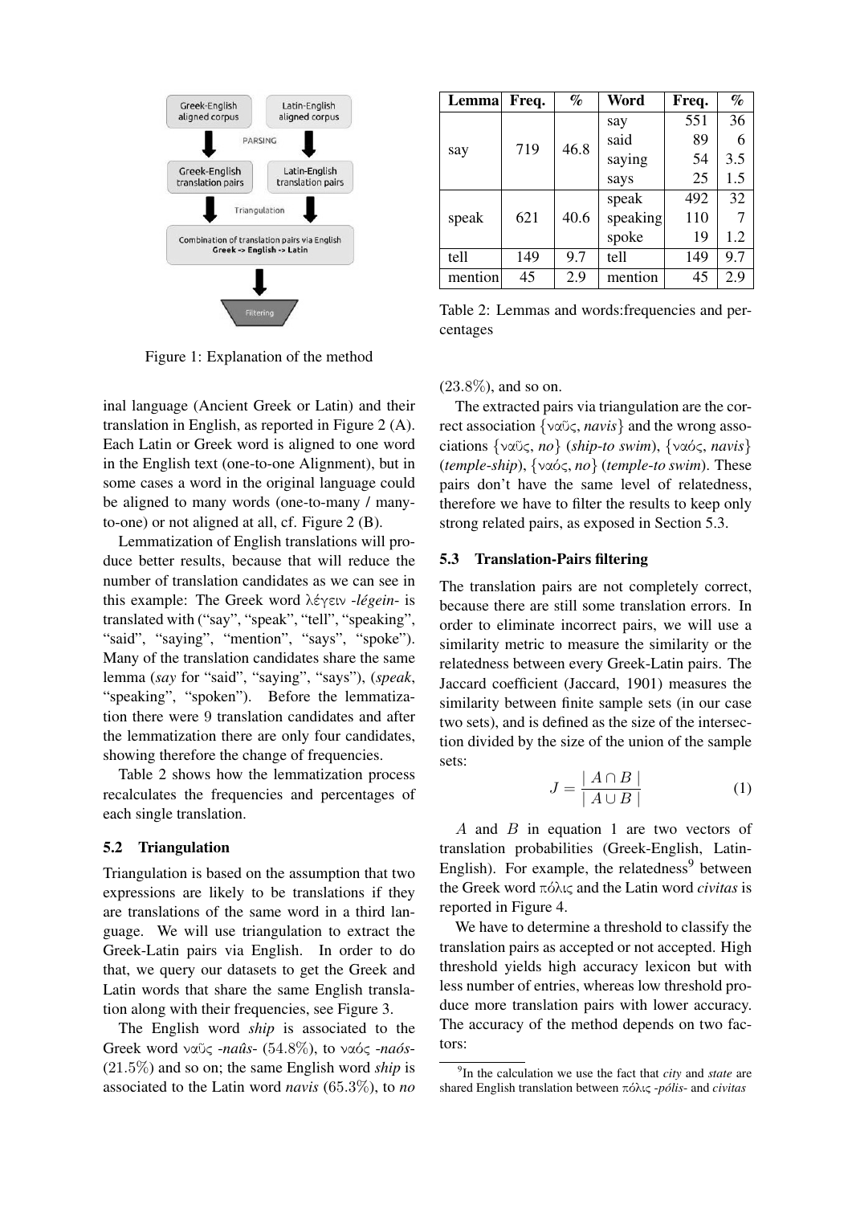Figure 1: Explanation of the method

inal language (Ancient Greek or Latin) and their translation in English, as reported in Figure 2 (A). Each Latin or Greek word is aligned to one word in the English text (one-to-one Alignment), but in some cases a word in the original language could be aligned to many words (one-to-many / many-to-one) or not aligned at all, cf. Figure 2 (B).

Lemmatization of English translations will produce better results, because that will reduce the number of translation candidates as we can see in this example: The Greek word λέγειν *-légein-* is translated with ("say", "speak", "tell", "speaking", "said", "saying", "mention", "says", "spoke"). Many of the translation candidates share the same lemma (*say* for "said", "saying", "says"), (*speak*, "speaking", "spoken"). Before the lemmatization there were 9 translation candidates and after the lemmatization there are only four candidates, showing therefore the change of frequencies.

Table 2 shows how the lemmatization process recalculates the frequencies and percentages of each single translation.

### 5.2 Triangulation

Triangulation is based on the assumption that two expressions are likely to be translations if they are translations of the same word in a third language. We will use triangulation to extract the Greek-Latin pairs via English. In order to do that, we query our datasets to get the Greek and Latin words that share the same English translation along with their frequencies, see Figure 3.

The English word *ship* is associated to the Greek word ναῦς *-naûs-* (54.8%), to ναός *-naós-* (21.5%) and so on; the same English word *ship* is associated to the Latin word *navis* (65.3%), to *no* (23.8%), and so on.

| Lemma | Freq. | % | Word | Freq. | % |
|---|---|---|---|---|---|
| say | 719 | 46.8 | say | 551 | 36 |
| | | | said | 89 | 6 |
| | | | saying | 54 | 3.5 |
| | | | says | 25 | 1.5 |
| speak | 621 | 40.6 | speak | 492 | 32 |
| | | | speaking | 110 | 7 |
| | | | spoke | 19 | 1.2 |
| tell | 149 | 9.7 | tell | 149 | 9.7 |
| mention | 45 | 2.9 | mention | 45 | 2.9 |

Table 2: Lemmas and words:frequencies and percentages

The extracted pairs via triangulation are the correct association {ναῦς, *navis*} and the wrong associations {ναῦς, *no*} (*ship-to swim*), {ναός, *navis*} (*temple-ship*), {ναός, *no*} (*temple-to swim*). These pairs don't have the same level of relatedness, therefore we have to filter the results to keep only strong related pairs, as exposed in Section 5.3.

### 5.3 Translation-Pairs filtering

The translation pairs are not completely correct, because there are still some translation errors. In order to eliminate incorrect pairs, we will use a similarity metric to measure the similarity or the relatedness between every Greek-Latin pairs. The Jaccard coefficient (Jaccard, 1901) measures the similarity between finite sample sets (in our case two sets), and is defined as the size of the intersection divided by the size of the union of the sample sets:

$$J = \frac{|A \cap B|}{|A \cup B|} \tag{1}$$

$A$ and $B$ in equation 1 are two vectors of translation probabilities (Greek-English, Latin-English). For example, the relatedness[9] between the Greek word πόλις and the Latin word *civitas* is reported in Figure 4.

We have to determine a threshold to classify the translation pairs as accepted or not accepted. High threshold yields high accuracy lexicon but with less number of entries, whereas low threshold produce more translation pairs with lower accuracy. The accuracy of the method depends on two factors:

[9]In the calculation we use the fact that *city* and *state* are shared English translation between πόλις *-pólis-* and *civitas*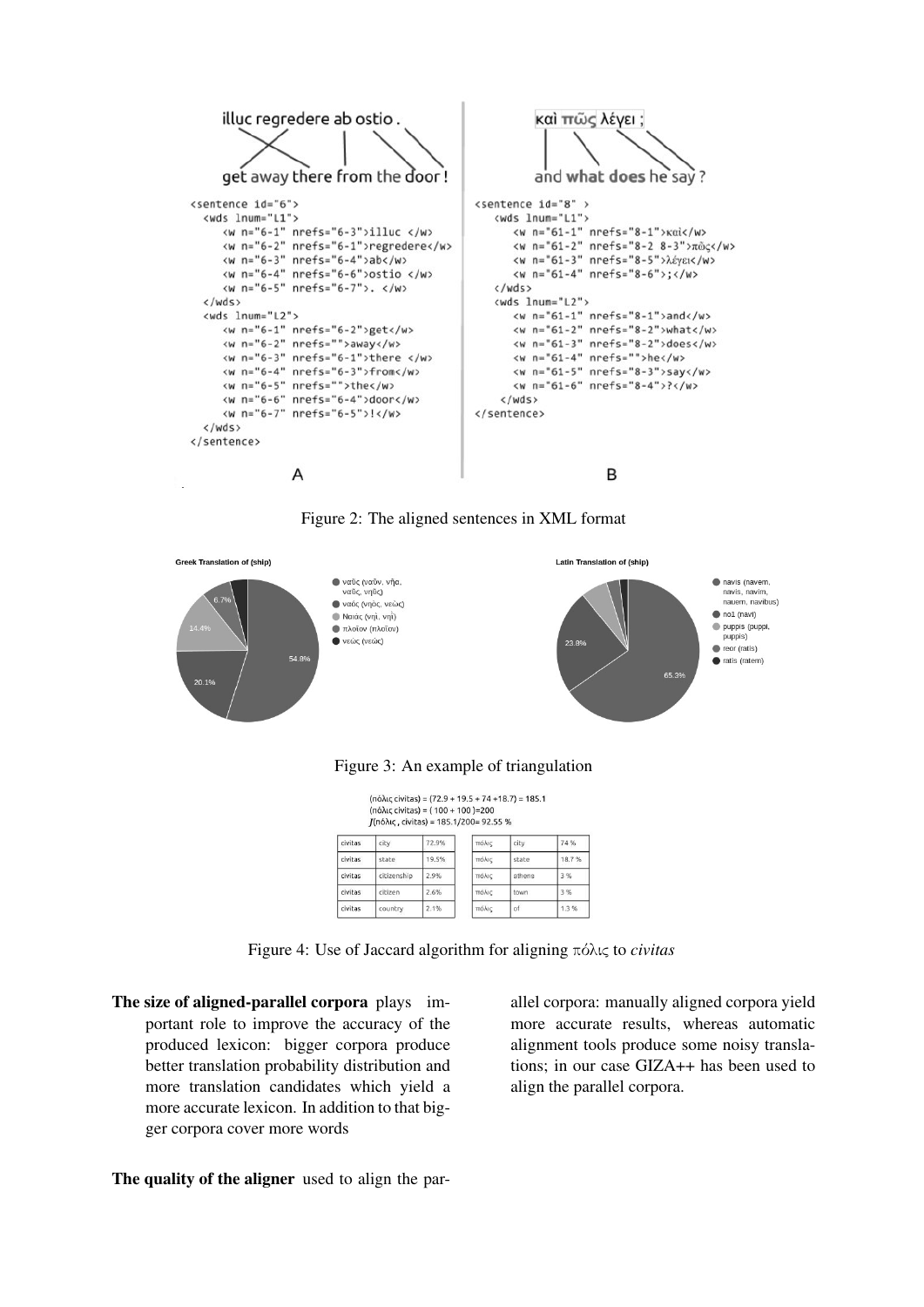```
illuc regredere ab ostio .

get away there from the door !

<sentence id="6">
  <wds lnum="L1">
     <w n="6-1" nrefs="6-3">illuc </w>
     <w n="6-2" nrefs="6-1">regredere</w>
     <w n="6-3" nrefs="6-4">ab</w>
     <w n="6-4" nrefs="6-6">ostio </w>
     <w n="6-5" nrefs="6-7">. </w>
  </wds>
  <wds lnum="L2">
     <w n="6-1" nrefs="6-2">get</w>
     <w n="6-2" nrefs="">away</w>
     <w n="6-3" nrefs="6-1">there </w>
     <w n="6-4" nrefs="6-3">from</w>
     <w n="6-5" nrefs="">the</w>
     <w n="6-6" nrefs="6-4">door</w>
     <w n="6-7" nrefs="6-5">!</w>
  </wds>
</sentence>
```

A

```
καὶ πῶς λέγει ;

and what does he say ?

<sentence id="8" >
  <wds lnum="L1">
     <w n="61-1" nrefs="8-1">καὶ</w>
     <w n="61-2" nrefs="8-2 8-3">πῶς</w>
     <w n="61-3" nrefs="8-5">λέγει</w>
     <w n="61-4" nrefs="8-6">;</w>
  </wds>
  <wds lnum="L2">
     <w n="61-1" nrefs="8-1">and</w>
     <w n="61-2" nrefs="8-2">what</w>
     <w n="61-3" nrefs="8-2">does</w>
     <w n="61-4" nrefs="">he</w>
     <w n="61-5" nrefs="8-3">say</w>
     <w n="61-6" nrefs="8-4">?</w>
  </wds>
</sentence>
```

B

Figure 2: The aligned sentences in XML format

**Greek Translation of (ship)**

- ναῦς (ναῦν, νῆα, ναῦς, νηὸς) — 54.8%
- ναός (νηός, νεὼς) — 20.1%
- Ναιάς (νηὶ, νηὶ) — 14.4%
- πλοῖον (πλοῖον) — 6.7%
- νεώς (νεὼς)

**Latin Translation of (ship)**

- navis (navem, navis, navim, nauem, navibus) — 65.3%
- no1 (navi) — 23.8%
- puppis (puppi, puppis)
- reor (ratis)
- ratis (ratem)

Figure 3: An example of triangulation

(πόλις civitas) = (72.9 + 19.5 + 74 +18.7) = 185.1
(πόλις civitas) = ( 100 + 100 )=200
J(πόλις , civitas) = 185.1/200= 92.55 %

| civitas | city | 72.9% |
|---|---|---|
| civitas | state | 19.5% |
| civitas | citizenship | 2.9% |
| civitas | citizen | 2.6% |
| civitas | country | 2.1% |

| πόλις | city | 74 % |
|---|---|---|
| πόλις | state | 18.7 % |
| πόλις | athens | 3 % |
| πόλις | town | 3 % |
| πόλις | of | 1.3 % |

Figure 4: Use of Jaccard algorithm for aligning πόλις to *civitas*

**The size of aligned-parallel corpora** plays important role to improve the accuracy of the produced lexicon: bigger corpora produce better translation probability distribution and more translation candidates which yield a more accurate lexicon. In addition to that bigger corpora cover more words

**The quality of the aligner** used to align the parallel corpora: manually aligned corpora yield more accurate results, whereas automatic alignment tools produce some noisy translations; in our case GIZA++ has been used to align the parallel corpora.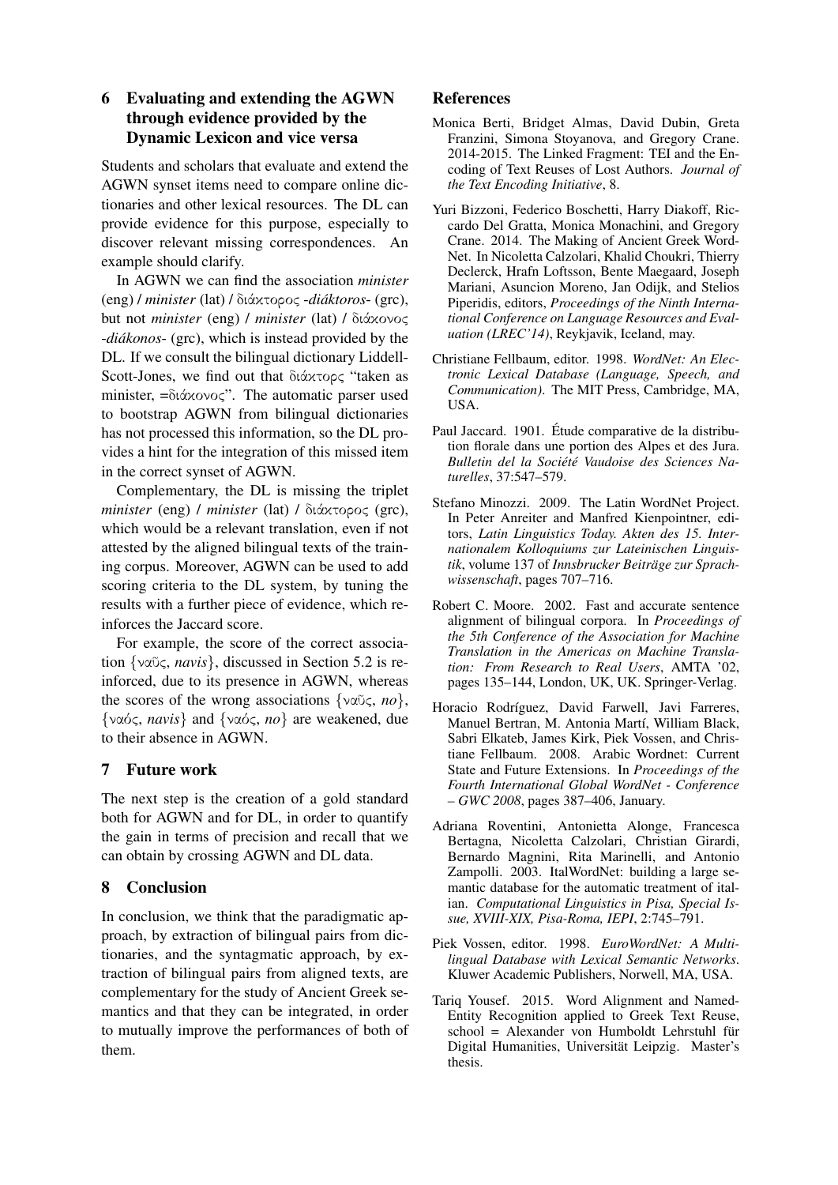## 6 Evaluating and extending the AGWN through evidence provided by the Dynamic Lexicon and vice versa

Students and scholars that evaluate and extend the AGWN synset items need to compare online dictionaries and other lexical resources. The DL can provide evidence for this purpose, especially to discover relevant missing correspondences. An example should clarify.

In AGWN we can find the association *minister* (eng) / *minister* (lat) / διάκτορος *-diáktoros-* (grc), but not *minister* (eng) / *minister* (lat) / διάκονος *-diákonos-* (grc), which is instead provided by the DL. If we consult the bilingual dictionary Liddell-Scott-Jones, we find out that διάκτορς "taken as minister, =διάκονος". The automatic parser used to bootstrap AGWN from bilingual dictionaries has not processed this information, so the DL provides a hint for the integration of this missed item in the correct synset of AGWN.

Complementary, the DL is missing the triplet *minister* (eng) / *minister* (lat) / διάκτορος (grc), which would be a relevant translation, even if not attested by the aligned bilingual texts of the training corpus. Moreover, AGWN can be used to add scoring criteria to the DL system, by tuning the results with a further piece of evidence, which reinforces the Jaccard score.

For example, the score of the correct association {ναῦς, *navis*}, discussed in Section 5.2 is reinforced, due to its presence in AGWN, whereas the scores of the wrong associations {ναῦς, *no*}, {ναός, *navis*} and {ναός, *no*} are weakened, due to their absence in AGWN.

## 7 Future work

The next step is the creation of a gold standard both for AGWN and for DL, in order to quantify the gain in terms of precision and recall that we can obtain by crossing AGWN / DL data.

## 8 Conclusion

In conclusion, we think that the paradigmatic approach, by extraction of bilingual pairs from dictionaries, and the syntagmatic approach, by extraction of bilingual pairs from aligned texts, are complementary for the study of Ancient Greek semantics and that they can be integrated, in order to mutually improve the performances of both of them.

## References

Monica Berti, Bridget Almas, David Dubin, Greta Franzini, Simona Stoyanova, and Gregory Crane. 2014-2015. The Linked Fragment: TEI and the Encoding of Text Reuses of Lost Authors. *Journal of the Text Encoding Initiative*, 8.

Yuri Bizzoni, Federico Boschetti, Harry Diakoff, Riccardo Del Gratta, Monica Monachini, and Gregory Crane. 2014. The Making of Ancient Greek WordNet. In Nicoletta Calzolari, Khalid Choukri, Thierry Declerck, Hrafn Loftsson, Bente Maegaard, Joseph Mariani, Asuncion Moreno, Jan Odijk, and Stelios Piperidis, editors, *Proceedings of the Ninth International Conference on Language Resources and Evaluation (LREC'14)*, Reykjavik, Iceland, may.

Christiane Fellbaum, editor. 1998. *WordNet: An Electronic Lexical Database (Language, Speech, and Communication)*. The MIT Press, Cambridge, MA, USA.

Paul Jaccard. 1901. Étude comparative de la distribution florale dans une portion des Alpes et des Jura. *Bulletin del la Société Vaudoise des Sciences Naturelles*, 37:547–579.

Stefano Minozzi. 2009. The Latin WordNet Project. In Peter Anreiter and Manfred Kienpointner, editors, *Latin Linguistics Today. Akten des 15. Internationalem Kolloquiums zur Lateinischen Linguistik*, volume 137 of *Innsbrucker Beiträge zur Sprachwissenschaft*, pages 707–716.

Robert C. Moore. 2002. Fast and accurate sentence alignment of bilingual corpora. In *Proceedings of the 5th Conference of the Association for Machine Translation in the Americas on Machine Translation: From Research to Real Users*, AMTA '02, pages 135–144, London, UK, UK. Springer-Verlag.

Horacio Rodríguez, David Farwell, Javi Farreres, Manuel Bertran, M. Antonia Martí, William Black, Sabri Elkateb, James Kirk, Piek Vossen, and Christiane Fellbaum. 2008. Arabic Wordnet: Current State and Future Extensions. In *Proceedings of the Fourth International Global WordNet - Conference – GWC 2008*, pages 387–406, January.

Adriana Roventini, Antonietta Alonge, Francesca Bertagna, Nicoletta Calzolari, Christian Girardi, Bernardo Magnini, Rita Marinelli, and Antonio Zampolli. 2003. ItalWordNet: building a large semantic database for the automatic treatment of italian. *Computational Linguistics in Pisa, Special Issue, XVIII-XIX, Pisa-Roma, IEPI*, 2:745–791.

Piek Vossen, editor. 1998. *EuroWordNet: A Multilingual Database with Lexical Semantic Networks*. Kluwer Academic Publishers, Norwell, MA, USA.

Tariq Yousef. 2015. Word Alignment and Named-Entity Recognition applied to Greek Text Reuse, school = Alexander von Humboldt Lehrstuhl für Digital Humanities, Universität Leipzig. Master's thesis.